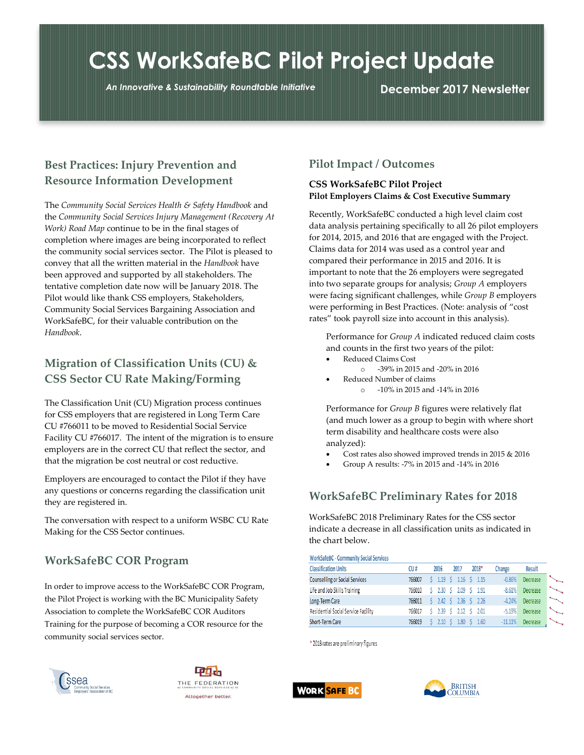# CSS WorkSafeBC Pilot Project Update

*An Innovative & Sustainability Roundtable Initiative*

**December 2017 Newsletter**

## Best Practices: Injury Prevention and Resource Information Development

The *Community Social Services Health & Safety Handbook* and the *Community Social Services Injury Management (Recovery At Work) Road Map* continue to be in the final stages of completion where images are being incorporated to reflect the community social services sector. The Pilot is pleased to convey that all the written material in the *Handbook* have been approved and supported by all stakeholders. The tentative completion date now will be January 2018. The Pilot would like thank CSS employers, Stakeholders, Community Social Services Bargaining Association and WorkSafeBC, for their valuable contribution on the *Handbook*.

## Migration of Classification Units (CU) & CSS Sector CU Rate Making/Forming

The Classification Unit (CU) Migration process continues for CSS employers that are registered in Long Term Care CU #766011 to be moved to Residential Social Service Facility CU #766017. The intent of the migration is to ensure employers are in the correct CU that reflect the sector, and that the migration be cost neutral or cost reductive.

Employers are encouraged to contact the Pilot if they have any questions or concerns regarding the classification unit they are registered in.

The conversation with respect to a uniform WSBC CU Rate Making for the CSS Sector continues.

## WorkSafeBC COR Program

In order to improve access to the WorkSafeBC COR Program, the Pilot Project is working with the BC Municipality Safety Association to complete the WorkSafeBC COR Auditors Training for the purpose of becoming a COR resource for the community social services sector.

## Pilot Impact / Outcomes

**CSS WorkSafeBC Pilot Project**
**Pilot Employers Claims & Cost Executive Summary**

Recently, WorkSafeBC conducted a high level claim cost data analysis pertaining specifically to all 26 pilot employers for 2014, 2015, and 2016 that are engaged with the Project. Claims data for 2014 was used as a control year and compared their performance in 2015 and 2016. It is important to note that the 26 employers were segregated into two separate groups for analysis; *Group A* employers were facing significant challenges, while *Group B* employers were performing in Best Practices. (Note: analysis of "cost rates" took payroll size into account in this analysis).

Performance for *Group A* indicated reduced claim costs and counts in the first two years of the pilot:

- Reduced Claims Cost
  - -39% in 2015 and -20% in 2016
- Reduced Number of claims
  - -10% in 2015 and -14% in 2016

Performance for *Group B* figures were relatively flat (and much lower as a group to begin with where short term disability and healthcare costs were also analyzed):

- Cost rates also showed improved trends in 2015 & 2016
- Group A results: -7% in 2015 and -14% in 2016

## WorkSafeBC Preliminary Rates for 2018

WorkSafeBC 2018 Preliminary Rates for the CSS sector indicate a decrease in all classification units as indicated in the chart below.

WorkSafeBC - Community Social Services

| Classification Units | CU # | 2016 | 2017 | 2018* | Change | Result |
|---|---|---|---|---|---|---|
| Counselling or Social Services | 766007 | $ 1.19 | $ 1.16 | $ 1.15 | -0.86% | Decrease |
| Life and Job Skills Training | 766010 | $ 2.30 | $ 2.09 | $ 1.91 | -8.61% | Decrease |
| Long-Term Care | 766011 | $ 2.42 | $ 2.36 | $ 2.26 | -4.24% | Decrease |
| Residential Social Service Facility | 766017 | $ 2.39 | $ 2.12 | $ 2.01 | -5.19% | Decrease |
| Short-Term Care | 766019 | $ 2.10 | $ 1.80 | $ 1.60 | -11.11% | Decrease |

\* 2018 rates are preliminary figures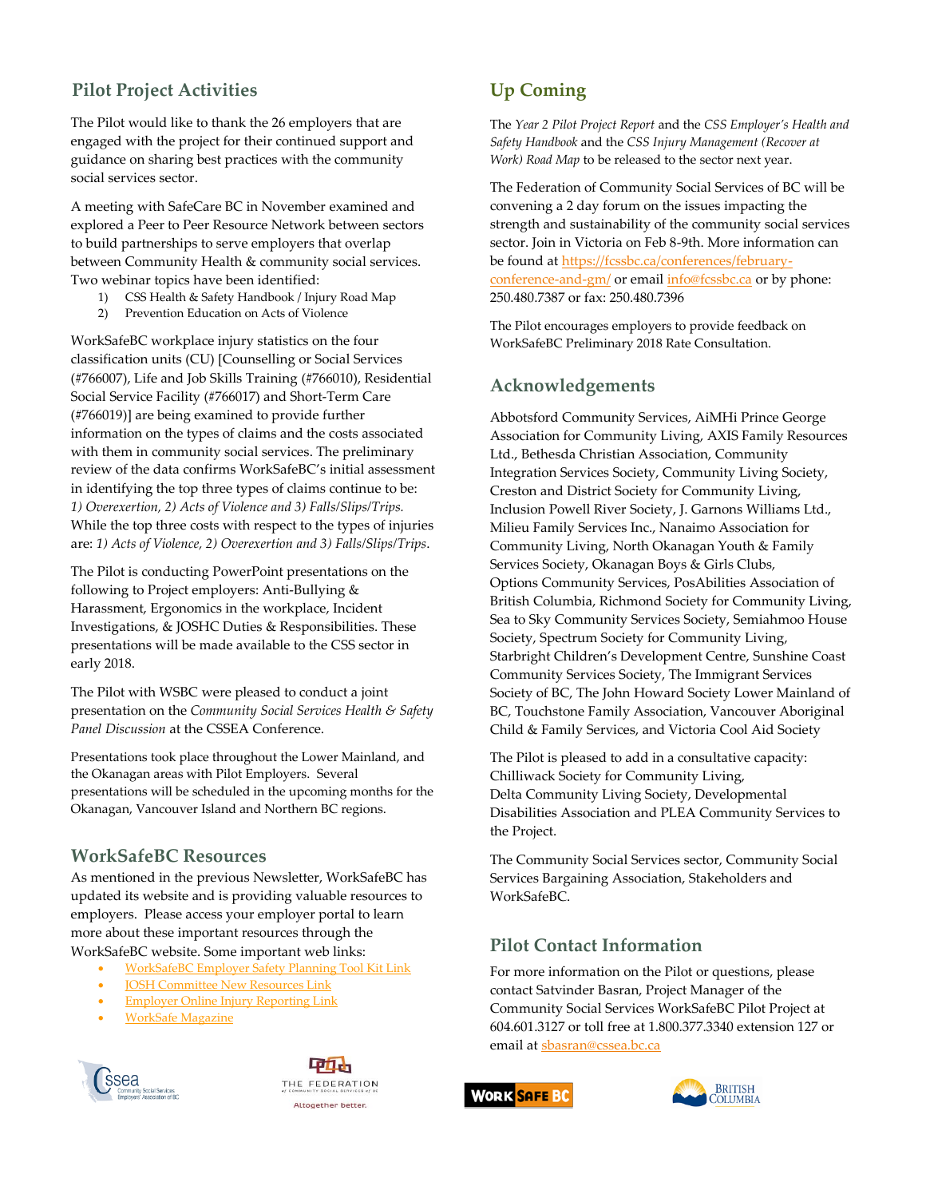## Pilot Project Activities

The Pilot would like to thank the 26 employers that are engaged with the project for their continued support and guidance on sharing best practices with the community social services sector.

A meeting with SafeCare BC in November examined and explored a Peer to Peer Resource Network between sectors to build partnerships to serve employers that overlap between Community Health & community social services. Two webinar topics have been identified:

1) CSS Health & Safety Handbook / Injury Road Map
2) Prevention Education on Acts of Violence

WorkSafeBC workplace injury statistics on the four classification units (CU) [Counselling or Social Services (#766007), Life and Job Skills Training (#766010), Residential Social Service Facility (#766017) and Short-Term Care (#766019)] are being examined to provide further information on the types of claims and the costs associated with them in community social services. The preliminary review of the data confirms WorkSafeBC's initial assessment in identifying the top three types of claims continue to be: *1) Overexertion, 2) Acts of Violence and 3) Falls/Slips/Trips.* While the top three costs with respect to the types of injuries are: *1) Acts of Violence, 2) Overexertion and 3) Falls/Slips/Trips*.

The Pilot is conducting PowerPoint presentations on the following to Project employers: Anti-Bullying & Harassment, Ergonomics in the workplace, Incident Investigations, & JOSHC Duties & Responsibilities. These presentations will be made available to the CSS sector in early 2018.

The Pilot with WSBC were pleased to conduct a joint presentation on the *Community Social Services Health & Safety Panel Discussion* at the CSSEA Conference.

Presentations took place throughout the Lower Mainland, and the Okanagan areas with Pilot Employers. Several presentations will be scheduled in the upcoming months for the Okanagan, Vancouver Island and Northern BC regions.

## WorkSafeBC Resources

As mentioned in the previous Newsletter, WorkSafeBC has updated its website and is providing valuable resources to employers. Please access your employer portal to learn more about these important resources through the WorkSafeBC website. Some important web links:

- WorkSafeBC Employer Safety Planning Tool Kit Link
- JOSH Committee New Resources Link
- Employer Online Injury Reporting Link
- WorkSafe Magazine

## Up Coming

The *Year 2 Pilot Project Report* and the *CSS Employer's Health and Safety Handbook* and the *CSS Injury Management (Recover at Work) Road Map* to be released to the sector next year.

The Federation of Community Social Services of BC will be convening a 2 day forum on the issues impacting the strength and sustainability of the community social services sector. Join in Victoria on Feb 8-9th. More information can be found at https://fcssbc.ca/conferences/february-conference-and-gm/ or email info@fcssbc.ca or by phone: 250.480.7387 or fax: 250.480.7396

The Pilot encourages employers to provide feedback on WorkSafeBC Preliminary 2018 Rate Consultation.

## Acknowledgements

Abbotsford Community Services, AiMHi Prince George Association for Community Living, AXIS Family Resources Ltd., Bethesda Christian Association, Community Integration Services Society, Community Living Society, Creston and District Society for Community Living, Inclusion Powell River Society, J. Garnons Williams Ltd., Milieu Family Services Inc., Nanaimo Association for Community Living, North Okanagan Youth & Family Services Society, Okanagan Boys & Girls Clubs, Options Community Services, PosAbilities Association of British Columbia, Richmond Society for Community Living, Sea to Sky Community Services Society, Semiahmoo House Society, Spectrum Society for Community Living, Starbright Children's Development Centre, Sunshine Coast Community Services Society, The Immigrant Services Society of BC, The John Howard Society Lower Mainland of BC, Touchstone Family Association, Vancouver Aboriginal Child & Family Services, and Victoria Cool Aid Society

The Pilot is pleased to add in a consultative capacity: Chilliwack Society for Community Living, Delta Community Living Society, Developmental Disabilities Association and PLEA Community Services to the Project.

The Community Social Services sector, Community Social Services Bargaining Association, Stakeholders and WorkSafeBC.

## Pilot Contact Information

For more information on the Pilot or questions, please contact Satvinder Basran, Project Manager of the Community Social Services WorkSafeBC Pilot Project at 604.601.3127 or toll free at 1.800.377.3340 extension 127 or email at sbasran@cssea.bc.ca